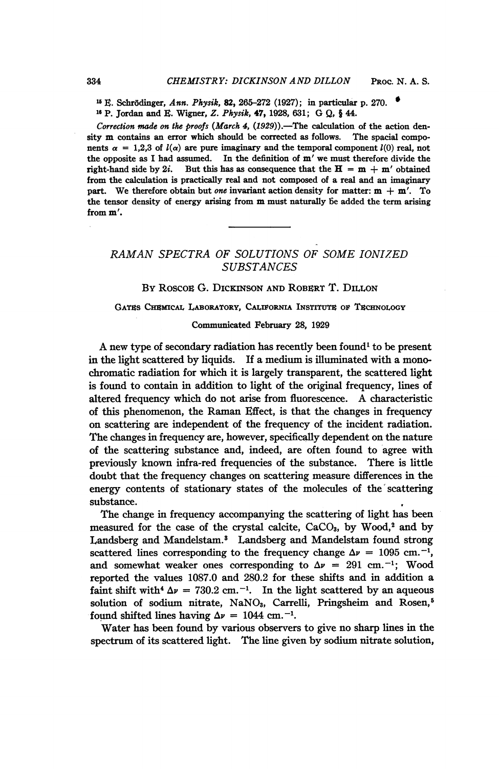[15] E. Schrödinger, *Ann. Physik*, **82**, 265–272 (1927); in particular p. 270.

[16] P. Jordan and E. Wigner, *Z. Physik*, **47**, 1928, 631; G Q, § 44.

*Correction made on the proofs (March 4, (1929)).*—The calculation of the action density **m** contains an error which should be corrected as follows. The spacial components $\alpha = 1,2,3$ of $l(\alpha)$ are pure imaginary and the temporal component $l(0)$ real, not the opposite as I had assumed. In the definition of **m**′ we must therefore divide the right-hand side by $2i$. But this has as consequence that the $\mathbf{H} = \mathbf{m} + \mathbf{m}'$ obtained from the calculation is practically real and not composed of a real and an imaginary part. We therefore obtain but *one* invariant action density for matter: $\mathbf{m} + \mathbf{m}'$. To the tensor density of energy arising from **m** must naturally be added the term arising from **m**′.

---

# RAMAN SPECTRA OF SOLUTIONS OF SOME IONIZED SUBSTANCES

By Roscoe G. Dickinson and Robert T. Dillon

Gates Chemical Laboratory, California Institute of Technology

Communicated February 28, 1929

A new type of secondary radiation has recently been found[1] to be present in the light scattered by liquids. If a medium is illuminated with a monochromatic radiation for which it is largely transparent, the scattered light is found to contain in addition to light of the original frequency, lines of altered frequency which do not arise from fluorescence. A characteristic of this phenomenon, the Raman Effect, is that the changes in frequency on scattering are independent of the frequency of the incident radiation. The changes in frequency are, however, specifically dependent on the nature of the scattering substance and, indeed, are often found to agree with previously known infra-red frequencies of the substance. There is little doubt that the frequency changes on scattering measure differences in the energy contents of stationary states of the molecules of the scattering substance.

The change in frequency accompanying the scattering of light has been measured for the case of the crystal calcite, $CaCO_3$, by Wood,[2] and by Landsberg and Mandelstam.[3] Landsberg and Mandelstam found strong scattered lines corresponding to the frequency change $\Delta\nu = 1095$ cm.$^{-1}$, and somewhat weaker ones corresponding to $\Delta\nu = 291$ cm.$^{-1}$; Wood reported the values 1087.0 and 280.2 for these shifts and in addition a faint shift with[4] $\Delta\nu = 730.2$ cm.$^{-1}$. In the light scattered by an aqueous solution of sodium nitrate, $NaNO_3$, Carrelli, Pringsheim and Rosen,[5] found shifted lines having $\Delta\nu = 1044$ cm.$^{-1}$.

Water has been found by various observers to give no sharp lines in the spectrum of its scattered light. The line given by sodium nitrate solution,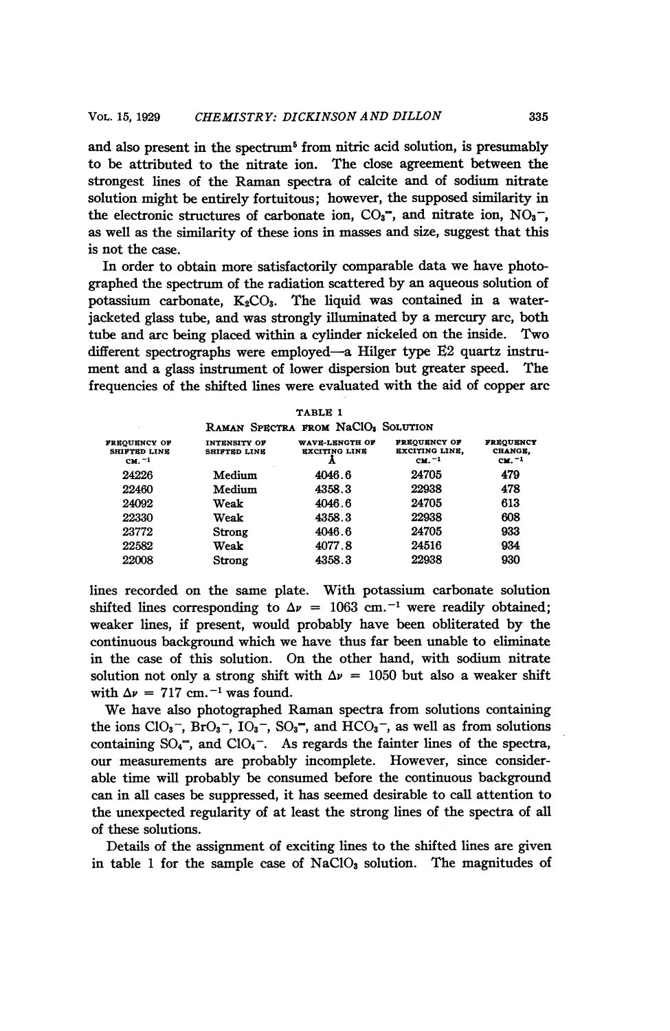and also present in the spectrum[5] from nitric acid solution, is presumably to be attributed to the nitrate ion. The close agreement between the strongest lines of the Raman spectra of calcite and of sodium nitrate solution might be entirely fortuitous; however, the supposed similarity in the electronic structures of carbonate ion, $CO_3^=$, and nitrate ion, $NO_3^-$, as well as the similarity of these ions in masses and size, suggest that this is not the case.

In order to obtain more satisfactorily comparable data we have photographed the spectrum of the radiation scattered by an aqueous solution of potassium carbonate, $K_2CO_3$. The liquid was contained in a water-jacketed glass tube, and was strongly illuminated by a mercury arc, both tube and arc being placed within a cylinder nickeled on the inside. Two different spectrographs were employed—a Hilger type E2 quartz instrument and a glass instrument of lower dispersion but greater speed. The frequencies of the shifted lines were evaluated with the aid of copper arc lines recorded on the same plate. With potassium carbonate solution shifted lines corresponding to $\Delta\nu = 1063$ cm.$^{-1}$ were readily obtained; weaker lines, if present, would probably have been obliterated by the continuous background which we have thus far been unable to eliminate in the case of this solution. On the other hand, with sodium nitrate solution not only a strong shift with $\Delta\nu = 1050$ but also a weaker shift with $\Delta\nu = 717$ cm.$^{-1}$ was found.

TABLE 1

RAMAN SPECTRA FROM $NaClO_3$ SOLUTION

| FREQUENCY OF SHIFTED LINE CM.$^{-1}$ | INTENSITY OF SHIFTED LINE | WAVE-LENGTH OF EXCITING LINE Å | FREQUENCY OF EXCITING LINE, CM.$^{-1}$ | FREQUENCY CHANGE, CM.$^{-1}$ |
|---|---|---|---|---|
| 24226 | Medium | 4046.6 | 24705 | 479 |
| 22460 | Medium | 4358.3 | 22938 | 478 |
| 24092 | Weak | 4046.6 | 24705 | 613 |
| 22330 | Weak | 4358.3 | 22938 | 608 |
| 23772 | Strong | 4046.6 | 24705 | 933 |
| 22582 | Weak | 4077.8 | 24516 | 934 |
| 22008 | Strong | 4358.3 | 22938 | 930 |

We have also photographed Raman spectra from solutions containing the ions $ClO_3^-$, $BrO_3^-$, $IO_3^-$, $SO_3^=$, and $HCO_3^-$, as well as from solutions containing $SO_4^=$, and $ClO_4^-$. As regards the fainter lines of the spectra, our measurements are probably incomplete. However, since considerable time will probably be consumed before the continuous background can in all cases be suppressed, it has seemed desirable to call attention to the unexpected regularity of at least the strong lines of the spectra of all of these solutions.

Details of the assignment of exciting lines to the shifted lines are given in table 1 for the sample case of $NaClO_3$ solution. The magnitudes of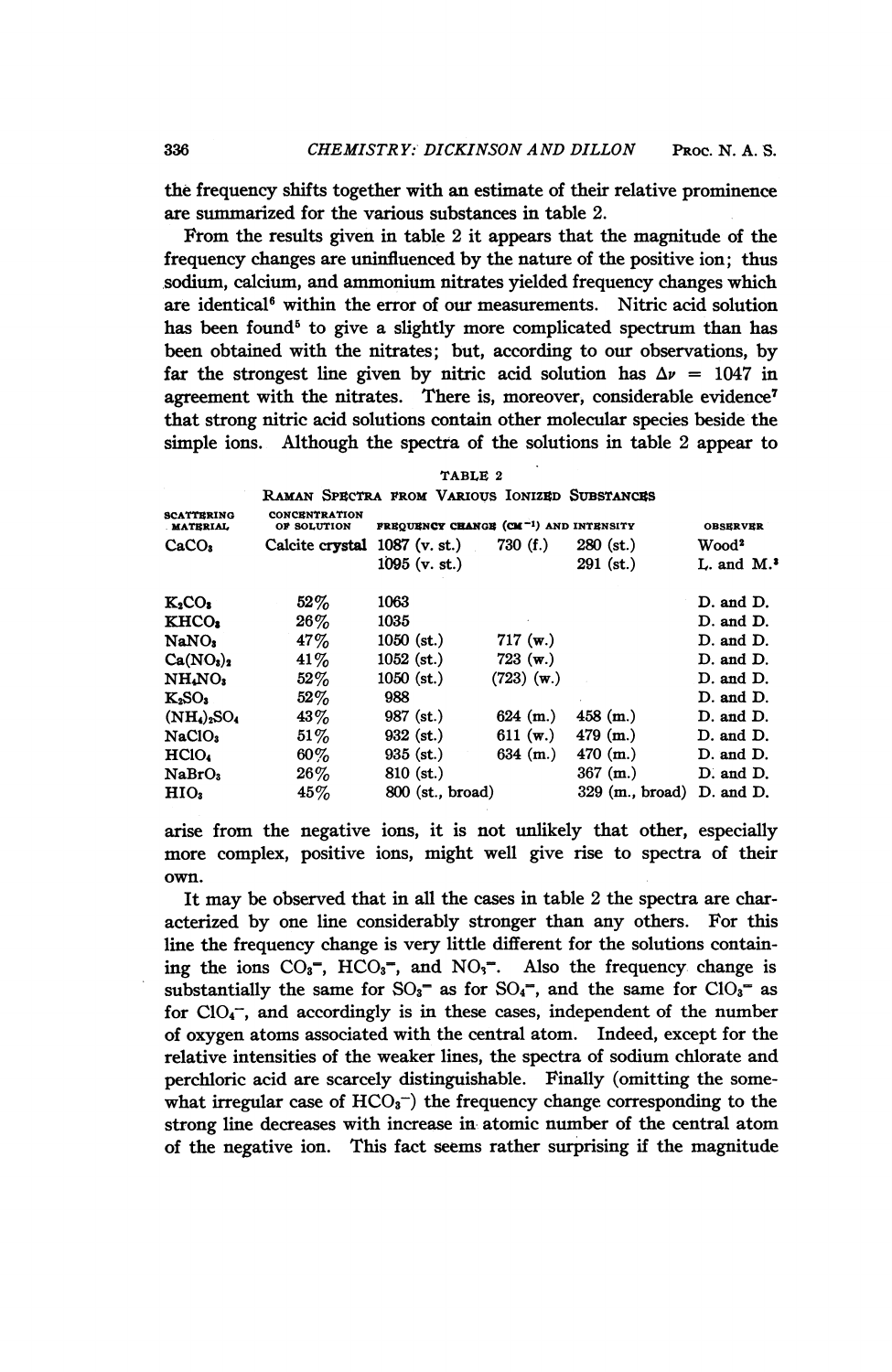the frequency shifts together with an estimate of their relative prominence are summarized for the various substances in table 2.

From the results given in table 2 it appears that the magnitude of the frequency changes are uninfluenced by the nature of the positive ion; thus sodium, calcium, and ammonium nitrates yielded frequency changes which are identical[6] within the error of our measurements. Nitric acid solution has been found[5] to give a slightly more complicated spectrum than has been obtained with the nitrates; but, according to our observations, by far the strongest line given by nitric acid solution has $\Delta\nu = 1047$ in agreement with the nitrates. There is, moreover, considerable evidence[7] that strong nitric acid solutions contain other molecular species beside the simple ions. Although the spectra of the solutions in table 2 appear to

TABLE 2

RAMAN SPECTRA FROM VARIOUS IONIZED SUBSTANCES

| SCATTERING MATERIAL | CONCENTRATION OF SOLUTION | FREQUENCY CHANGE (CM$^{-1}$) AND INTENSITY | | | OBSERVER |
|---|---|---|---|---|---|
| $CaCO_3$ | Calcite crystal | 1087 (v. st.) | 730 (f.) | 280 (st.) | Wood[2] |
| | | 1095 (v. st.) | | 291 (st.) | L. and M.[3] |
| $K_2CO_3$ | 52% | 1063 | | | D. and D. |
| $KHCO_3$ | 26% | 1035 | | | D. and D. |
| $NaNO_3$ | 47% | 1050 (st.) | 717 (w.) | | D. and D. |
| $Ca(NO_3)_2$ | 41% | 1052 (st.) | 723 (w.) | | D. and D. |
| $NH_4NO_3$ | 52% | 1050 (st.) | (723) (w.) | | D. and D. |
| $K_2SO_3$ | 52% | 988 | | | D. and D. |
| $(NH_4)_2SO_4$ | 43% | 987 (st.) | 624 (m.) | 458 (m.) | D. and D. |
| $NaClO_3$ | 51% | 932 (st.) | 611 (w.) | 479 (m.) | D. and D. |
| $HClO_4$ | 60% | 935 (st.) | 634 (m.) | 470 (m.) | D. and D. |
| $NaBrO_3$ | 26% | 810 (st.) | | 367 (m.) | D. and D. |
| $HIO_3$ | 45% | 800 (st., broad) | | 329 (m., broad) | D. and D. |

arise from the negative ions, it is not unlikely that other, especially more complex, positive ions, might well give rise to spectra of their own.

It may be observed that in all the cases in table 2 the spectra are characterized by one line considerably stronger than any others. For this line the frequency change is very little different for the solutions containing the ions $CO_3^{=}$, $HCO_3^{-}$, and $NO_3^{-}$. Also the frequency change is substantially the same for $SO_3^{=}$ as for $SO_4^{=}$, and the same for $ClO_3^{-}$ as for $ClO_4^{-}$, and accordingly is in these cases, independent of the number of oxygen atoms associated with the central atom. Indeed, except for the relative intensities of the weaker lines, the spectra of sodium chlorate and perchloric acid are scarcely distinguishable. Finally (omitting the somewhat irregular case of $HCO_3^{-}$) the frequency change corresponding to the strong line decreases with increase in atomic number of the central atom of the negative ion. This fact seems rather surprising if the magnitude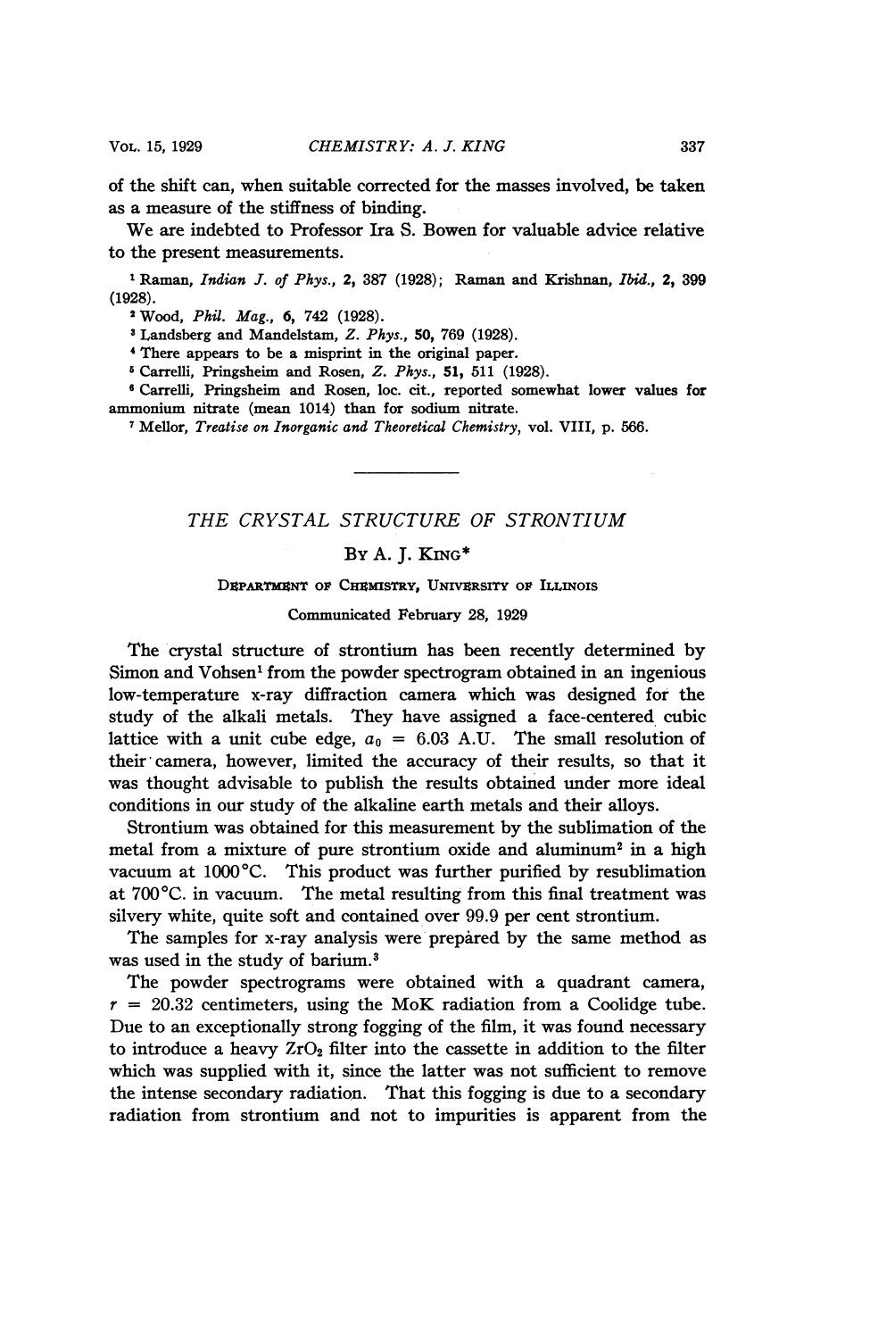of the shift can, when suitable corrected for the masses involved, be taken as a measure of the stiffness of binding.

We are indebted to Professor Ira S. Bowen for valuable advice relative to the present measurements.

[1] Raman, *Indian J. of Phys.*, **2**, 387 (1928); Raman and Krishnan, *Ibid.*, **2**, 399 (1928).

[2] Wood, *Phil. Mag.*, **6**, 742 (1928).

[3] Landsberg and Mandelstam, *Z. Phys.*, **50**, 769 (1928).

[4] There appears to be a misprint in the original paper.

[5] Carrelli, Pringsheim and Rosen, *Z. Phys.*, **51**, 511 (1928).

[6] Carrelli, Pringsheim and Rosen, loc. cit., reported somewhat lower values for ammonium nitrate (mean 1014) than for sodium nitrate.

[7] Mellor, *Treatise on Inorganic and Theoretical Chemistry*, vol. VIII, p. 566.

---

# *THE CRYSTAL STRUCTURE OF STRONTIUM*

By A. J. King*

Department of Chemistry, University of Illinois

Communicated February 28, 1929

The crystal structure of strontium has been recently determined by Simon and Vohsen[1] from the powder spectrogram obtained in an ingenious low-temperature x-ray diffraction camera which was designed for the study of the alkali metals. They have assigned a face-centered cubic lattice with a unit cube edge, $a_0$ = 6.03 A.U. The small resolution of their camera, however, limited the accuracy of their results, so that it was thought advisable to publish the results obtained under more ideal conditions in our study of the alkaline earth metals and their alloys.

Strontium was obtained for this measurement by the sublimation of the metal from a mixture of pure strontium oxide and aluminum[2] in a high vacuum at 1000°C. This product was further purified by resublimation at 700°C. in vacuum. The metal resulting from this final treatment was silvery white, quite soft and contained over 99.9 per cent strontium.

The samples for x-ray analysis were prepared by the same method as was used in the study of barium.[3]

The powder spectrograms were obtained with a quadrant camera, $r$ = 20.32 centimeters, using the MoK radiation from a Coolidge tube. Due to an exceptionally strong fogging of the film, it was found necessary to introduce a heavy $ZrO_2$ filter into the cassette in addition to the filter which was supplied with it, since the latter was not sufficient to remove the intense secondary radiation. That this fogging is due to a secondary radiation from strontium and not to impurities is apparent from the